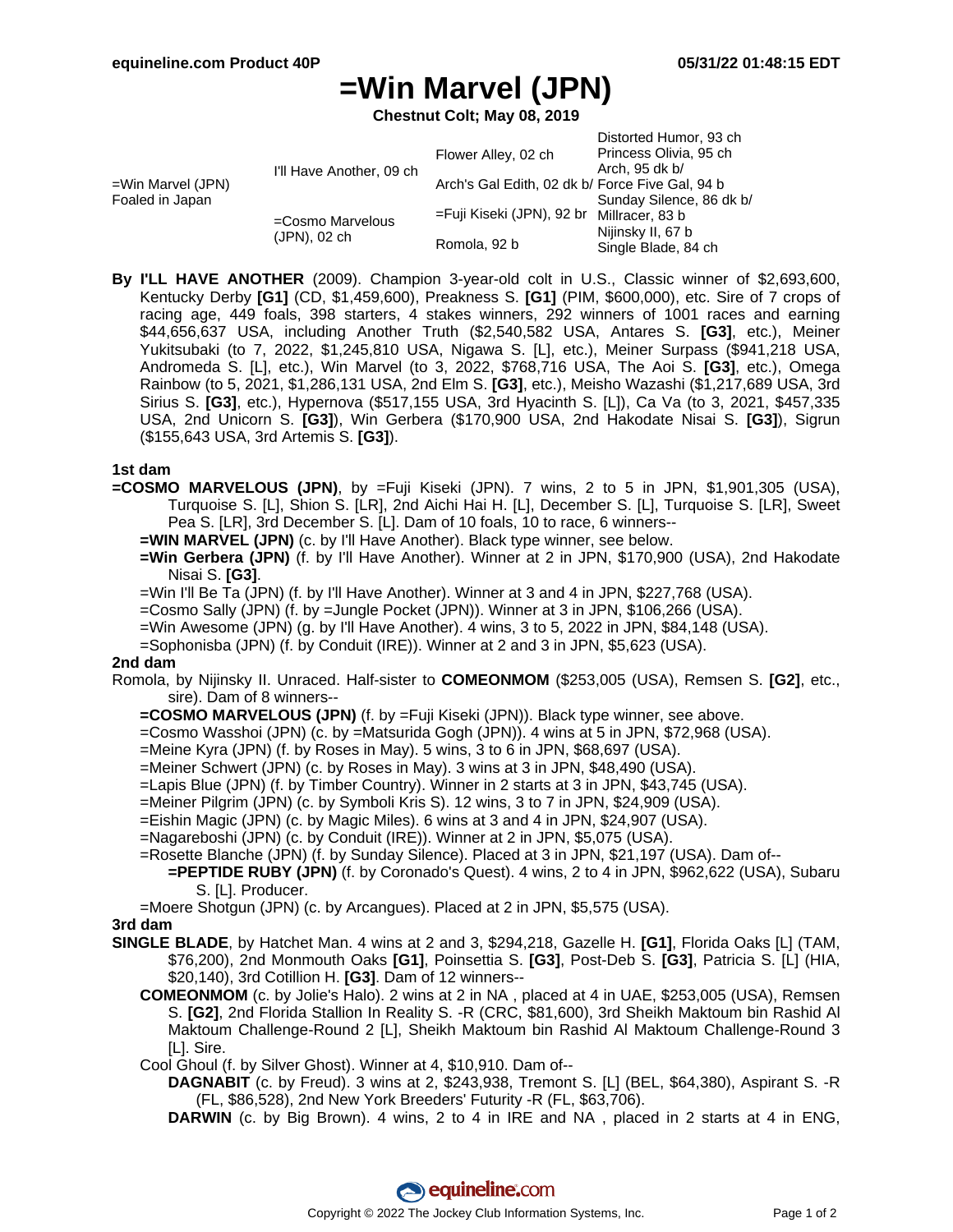# =Win Marvel (JPN)

**Chestnut Colt; May 08, 2019**

| | | | |
|---|---|---|---|
| =Win Marvel (JPN) Foaled in Japan | I'll Have Another, 09 ch | Flower Alley, 02 ch | Distorted Humor, 93 ch |
| | | | Princess Olivia, 95 ch |
| | | Arch's Gal Edith, 02 dk b/ | Arch, 95 dk b/ |
| | | | Force Five Gal, 94 b |
| | =Cosmo Marvelous (JPN), 02 ch | =Fuji Kiseki (JPN), 92 br | Sunday Silence, 86 dk b/ |
| | | | Millracer, 83 b |
| | | Romola, 92 b | Nijinsky II, 67 b |
| | | | Single Blade, 84 ch |

**By I'LL HAVE ANOTHER** (2009). Champion 3-year-old colt in U.S., Classic winner of $2,693,600, Kentucky Derby **[G1]** (CD, $1,459,600), Preakness S. **[G1]** (PIM, $600,000), etc. Sire of 7 crops of racing age, 449 foals, 398 starters, 4 stakes winners, 292 winners of 1001 races and earning $44,656,637 USA, including Another Truth ($2,540,582 USA, Antares S. **[G3]**, etc.), Meiner Yukitsubaki (to 7, 2022, $1,245,810 USA, Nigawa S. [L], etc.), Meiner Surpass ($941,218 USA, Andromeda S. [L], etc.), Win Marvel (to 3, 2022, $768,716 USA, The Aoi S. **[G3]**, etc.), Omega Rainbow (to 5, 2021, $1,286,131 USA, 2nd Elm S. **[G3]**, etc.), Meisho Wazashi ($1,217,689 USA, 3rd Sirius S. **[G3]**, etc.), Hypernova ($517,155 USA, 3rd Hyacinth S. [L]), Ca Va (to 3, 2021, $457,335 USA, 2nd Unicorn S. **[G3]**), Win Gerbera ($170,900 USA, 2nd Hakodate Nisai S. **[G3]**), Sigrun ($155,643 USA, 3rd Artemis S. **[G3]**).

### 1st dam

**=COSMO MARVELOUS (JPN)**, by =Fuji Kiseki (JPN). 7 wins, 2 to 5 in JPN, $1,901,305 (USA), Turquoise S. [L], Shion S. [LR], 2nd Aichi Hai H. [L], December S. [L], Turquoise S. [LR], Sweet Pea S. [LR], 3rd December S. [L]. Dam of 10 foals, 10 to race, 6 winners--

- **=WIN MARVEL (JPN)** (c. by I'll Have Another). Black type winner, see below.
- **=Win Gerbera (JPN)** (f. by I'll Have Another). Winner at 2 in JPN, $170,900 (USA), 2nd Hakodate Nisai S. **[G3]**.
- =Win I'll Be Ta (JPN) (f. by I'll Have Another). Winner at 3 and 4 in JPN, $227,768 (USA).
- =Cosmo Sally (JPN) (f. by =Jungle Pocket (JPN)). Winner at 3 in JPN, $106,266 (USA).
- =Win Awesome (JPN) (g. by I'll Have Another). 4 wins, 3 to 5, 2022 in JPN, $84,148 (USA).
- =Sophonisba (JPN) (f. by Conduit (IRE)). Winner at 2 and 3 in JPN, $5,623 (USA).

### 2nd dam

Romola, by Nijinsky II. Unraced. Half-sister to **COMEONMOM** ($253,005 (USA), Remsen S. **[G2]**, etc., sire). Dam of 8 winners--

- **=COSMO MARVELOUS (JPN)** (f. by =Fuji Kiseki (JPN)). Black type winner, see above.
- =Cosmo Wasshoi (JPN) (c. by =Matsurida Gogh (JPN)). 4 wins at 5 in JPN, $72,968 (USA).
- =Meine Kyra (JPN) (f. by Roses in May). 5 wins, 3 to 6 in JPN, $68,697 (USA).
- =Meiner Schwert (JPN) (c. by Roses in May). 3 wins at 3 in JPN, $48,490 (USA).
- =Lapis Blue (JPN) (f. by Timber Country). Winner in 2 starts at 3 in JPN, $43,745 (USA).
- =Meiner Pilgrim (JPN) (c. by Symboli Kris S). 12 wins, 3 to 7 in JPN, $24,909 (USA).
- =Eishin Magic (JPN) (c. by Magic Miles). 6 wins at 3 and 4 in JPN, $24,907 (USA).
- =Nagareboshi (JPN) (c. by Conduit (IRE)). Winner at 2 in JPN, $5,075 (USA).
- =Rosette Blanche (JPN) (f. by Sunday Silence). Placed at 3 in JPN, $21,197 (USA). Dam of--
  - **=PEPTIDE RUBY (JPN)** (f. by Coronado's Quest). 4 wins, 2 to 4 in JPN, $962,622 (USA), Subaru S. [L]. Producer.
- =Moere Shotgun (JPN) (c. by Arcangues). Placed at 2 in JPN, $5,575 (USA).

### 3rd dam

**SINGLE BLADE**, by Hatchet Man. 4 wins at 2 and 3, $294,218, Gazelle H. **[G1]**, Florida Oaks [L] (TAM, $76,200), 2nd Monmouth Oaks **[G1]**, Poinsettia S. **[G3]**, Post-Deb S. **[G3]**, Patricia S. [L] (HIA, $20,140), 3rd Cotillion H. **[G3]**. Dam of 12 winners--

- **COMEONMOM** (c. by Jolie's Halo). 2 wins at 2 in NA , placed at 4 in UAE, $253,005 (USA), Remsen S. **[G2]**, 2nd Florida Stallion In Reality S. -R (CRC, $81,600), 3rd Sheikh Maktoum bin Rashid Al Maktoum Challenge-Round 2 [L], Sheikh Maktoum bin Rashid Al Maktoum Challenge-Round 3 [L]. Sire.
- Cool Ghoul (f. by Silver Ghost). Winner at 4, $10,910. Dam of--
  - **DAGNABIT** (c. by Freud). 3 wins at 2, $243,938, Tremont S. [L] (BEL, $64,380), Aspirant S. -R (FL, $86,528), 2nd New York Breeders' Futurity -R (FL, $63,706).
  - **DARWIN** (c. by Big Brown). 4 wins, 2 to 4 in IRE and NA , placed in 2 starts at 4 in ENG,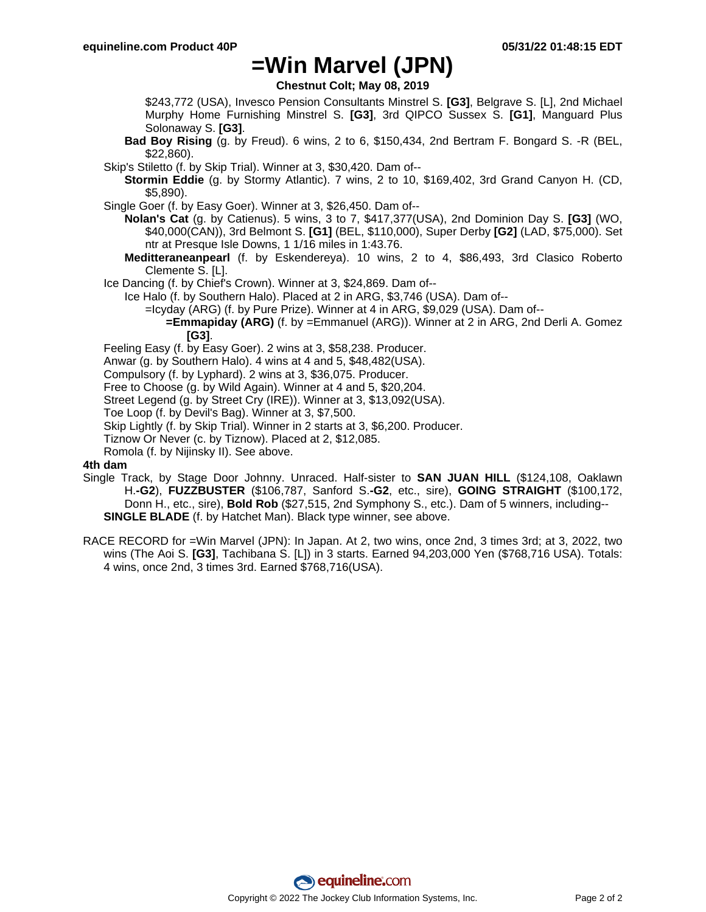# =Win Marvel (JPN)

**Chestnut Colt; May 08, 2019**

$243,772 (USA), Invesco Pension Consultants Minstrel S. **[G3]**, Belgrave S. [L], 2nd Michael Murphy Home Furnishing Minstrel S. **[G3]**, 3rd QIPCO Sussex S. **[G1]**, Manguard Plus Solonaway S. **[G3]**.

**Bad Boy Rising** (g. by Freud). 6 wins, 2 to 6, $150,434, 2nd Bertram F. Bongard S. -R (BEL, $22,860).

Skip's Stiletto (f. by Skip Trial). Winner at 3, $30,420. Dam of--

**Stormin Eddie** (g. by Stormy Atlantic). 7 wins, 2 to 10, $169,402, 3rd Grand Canyon H. (CD, $5,890).

Single Goer (f. by Easy Goer). Winner at 3, $26,450. Dam of--

**Nolan's Cat** (g. by Catienus). 5 wins, 3 to 7, $417,377(USA), 2nd Dominion Day S. **[G3]** (WO, $40,000(CAN)), 3rd Belmont S. **[G1]** (BEL, $110,000), Super Derby **[G2]** (LAD, $75,000). Set ntr at Presque Isle Downs, 1 1/16 miles in 1:43.76.

**Meditteraneanpearl** (f. by Eskendereya). 10 wins, 2 to 4, $86,493, 3rd Clasico Roberto Clemente S. [L].

Ice Dancing (f. by Chief's Crown). Winner at 3, $24,869. Dam of--

Ice Halo (f. by Southern Halo). Placed at 2 in ARG, $3,746 (USA). Dam of--

=Icyday (ARG) (f. by Pure Prize). Winner at 4 in ARG, $9,029 (USA). Dam of--

**=Emmapiday (ARG)** (f. by =Emmanuel (ARG)). Winner at 2 in ARG, 2nd Derli A. Gomez **[G3]**.

Feeling Easy (f. by Easy Goer). 2 wins at 3, $58,238. Producer.

Anwar (g. by Southern Halo). 4 wins at 4 and 5, $48,482(USA).

Compulsory (f. by Lyphard). 2 wins at 3, $36,075. Producer.

Free to Choose (g. by Wild Again). Winner at 4 and 5, $20,204.

Street Legend (g. by Street Cry (IRE)). Winner at 3, $13,092(USA).

Toe Loop (f. by Devil's Bag). Winner at 3, $7,500.

Skip Lightly (f. by Skip Trial). Winner in 2 starts at 3, $6,200. Producer.

Tiznow Or Never (c. by Tiznow). Placed at 2, $12,085.

Romola (f. by Nijinsky II). See above.

**4th dam**

Single Track, by Stage Door Johnny. Unraced. Half-sister to **SAN JUAN HILL** ($124,108, Oaklawn H.**-G2**), **FUZZBUSTER** ($106,787, Sanford S.**-G2**, etc., sire), **GOING STRAIGHT** ($100,172, Donn H., etc., sire), **Bold Rob** ($27,515, 2nd Symphony S., etc.). Dam of 5 winners, including--

**SINGLE BLADE** (f. by Hatchet Man). Black type winner, see above.

RACE RECORD for =Win Marvel (JPN): In Japan. At 2, two wins, once 2nd, 3 times 3rd; at 3, 2022, two wins (The Aoi S. **[G3]**, Tachibana S. [L]) in 3 starts. Earned 94,203,000 Yen ($768,716 USA). Totals: 4 wins, once 2nd, 3 times 3rd. Earned $768,716(USA).